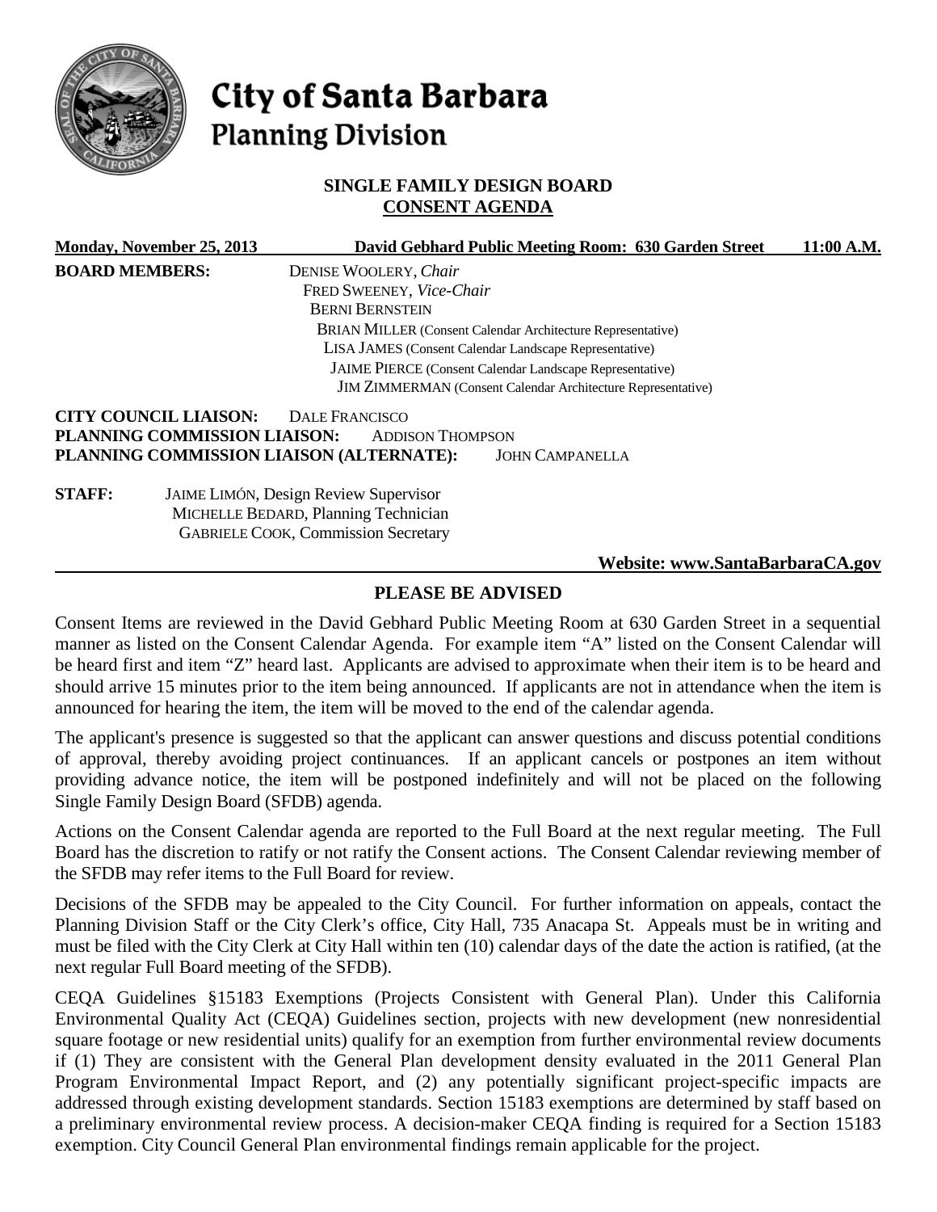# City of Santa Barbara
## Planning Division

### SINGLE FAMILY DESIGN BOARD
### CONSENT AGENDA

**Monday, November 25, 2013** **David Gebhard Public Meeting Room: 630 Garden Street** **11:00 A.M.**

**BOARD MEMBERS:**
DENISE WOOLERY, *Chair*
FRED SWEENEY, *Vice-Chair*
BERNI BERNSTEIN
BRIAN MILLER (Consent Calendar Architecture Representative)
LISA JAMES (Consent Calendar Landscape Representative)
JAIME PIERCE (Consent Calendar Landscape Representative)
JIM ZIMMERMAN (Consent Calendar Architecture Representative)

**CITY COUNCIL LIAISON:** DALE FRANCISCO
**PLANNING COMMISSION LIAISON:** ADDISON THOMPSON
**PLANNING COMMISSION LIAISON (ALTERNATE):** JOHN CAMPANELLA

**STAFF:**
JAIME LIMÓN, Design Review Supervisor
MICHELLE BEDARD, Planning Technician
GABRIELE COOK, Commission Secretary

**Website: www.SantaBarbaraCA.gov**

### PLEASE BE ADVISED

Consent Items are reviewed in the David Gebhard Public Meeting Room at 630 Garden Street in a sequential manner as listed on the Consent Calendar Agenda. For example item "A" listed on the Consent Calendar will be heard first and item "Z" heard last. Applicants are advised to approximate when their item is to be heard and should arrive 15 minutes prior to the item being announced. If applicants are not in attendance when the item is announced for hearing the item, the item will be moved to the end of the calendar agenda.

The applicant's presence is suggested so that the applicant can answer questions and discuss potential conditions of approval, thereby avoiding project continuances. If an applicant cancels or postpones an item without providing advance notice, the item will be postponed indefinitely and will not be placed on the following Single Family Design Board (SFDB) agenda.

Actions on the Consent Calendar agenda are reported to the Full Board at the next regular meeting. The Full Board has the discretion to ratify or not ratify the Consent actions. The Consent Calendar reviewing member of the SFDB may refer items to the Full Board for review.

Decisions of the SFDB may be appealed to the City Council. For further information on appeals, contact the Planning Division Staff or the City Clerk's office, City Hall, 735 Anacapa St. Appeals must be in writing and must be filed with the City Clerk at City Hall within ten (10) calendar days of the date the action is ratified, (at the next regular Full Board meeting of the SFDB).

CEQA Guidelines §15183 Exemptions (Projects Consistent with General Plan). Under this California Environmental Quality Act (CEQA) Guidelines section, projects with new development (new nonresidential square footage or new residential units) qualify for an exemption from further environmental review documents if (1) They are consistent with the General Plan development density evaluated in the 2011 General Plan Program Environmental Impact Report, and (2) any potentially significant project-specific impacts are addressed through existing development standards. Section 15183 exemptions are determined by staff based on a preliminary environmental review process. A decision-maker CEQA finding is required for a Section 15183 exemption. City Council General Plan environmental findings remain applicable for the project.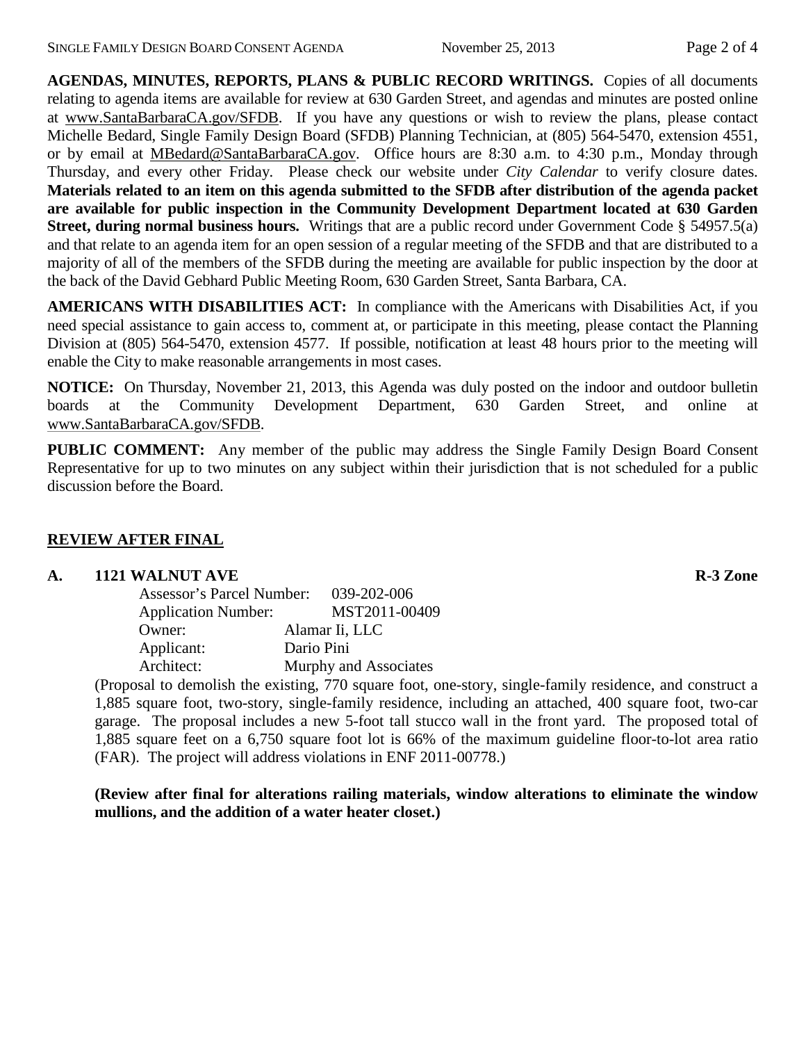**AGENDAS, MINUTES, REPORTS, PLANS & PUBLIC RECORD WRITINGS.** Copies of all documents relating to agenda items are available for review at 630 Garden Street, and agendas and minutes are posted online at www.SantaBarbaraCA.gov/SFDB. If you have any questions or wish to review the plans, please contact Michelle Bedard, Single Family Design Board (SFDB) Planning Technician, at (805) 564-5470, extension 4551, or by email at MBedard@SantaBarbaraCA.gov. Office hours are 8:30 a.m. to 4:30 p.m., Monday through Thursday, and every other Friday. Please check our website under *City Calendar* to verify closure dates. **Materials related to an item on this agenda submitted to the SFDB after distribution of the agenda packet are available for public inspection in the Community Development Department located at 630 Garden Street, during normal business hours.** Writings that are a public record under Government Code § 54957.5(a) and that relate to an agenda item for an open session of a regular meeting of the SFDB and that are distributed to a majority of all of the members of the SFDB during the meeting are available for public inspection by the door at the back of the David Gebhard Public Meeting Room, 630 Garden Street, Santa Barbara, CA.

**AMERICANS WITH DISABILITIES ACT:** In compliance with the Americans with Disabilities Act, if you need special assistance to gain access to, comment at, or participate in this meeting, please contact the Planning Division at (805) 564-5470, extension 4577. If possible, notification at least 48 hours prior to the meeting will enable the City to make reasonable arrangements in most cases.

**NOTICE:** On Thursday, November 21, 2013, this Agenda was duly posted on the indoor and outdoor bulletin boards at the Community Development Department, 630 Garden Street, and online at www.SantaBarbaraCA.gov/SFDB.

**PUBLIC COMMENT:** Any member of the public may address the Single Family Design Board Consent Representative for up to two minutes on any subject within their jurisdiction that is not scheduled for a public discussion before the Board.

## REVIEW AFTER FINAL

**A. 1121 WALNUT AVE** **R-3 Zone**

Assessor's Parcel Number: 039-202-006
Application Number: MST2011-00409
Owner: Alamar Ii, LLC
Applicant: Dario Pini
Architect: Murphy and Associates

(Proposal to demolish the existing, 770 square foot, one-story, single-family residence, and construct a 1,885 square foot, two-story, single-family residence, including an attached, 400 square foot, two-car garage. The proposal includes a new 5-foot tall stucco wall in the front yard. The proposed total of 1,885 square feet on a 6,750 square foot lot is 66% of the maximum guideline floor-to-lot area ratio (FAR). The project will address violations in ENF 2011-00778.)

**(Review after final for alterations railing materials, window alterations to eliminate the window mullions, and the addition of a water heater closet.)**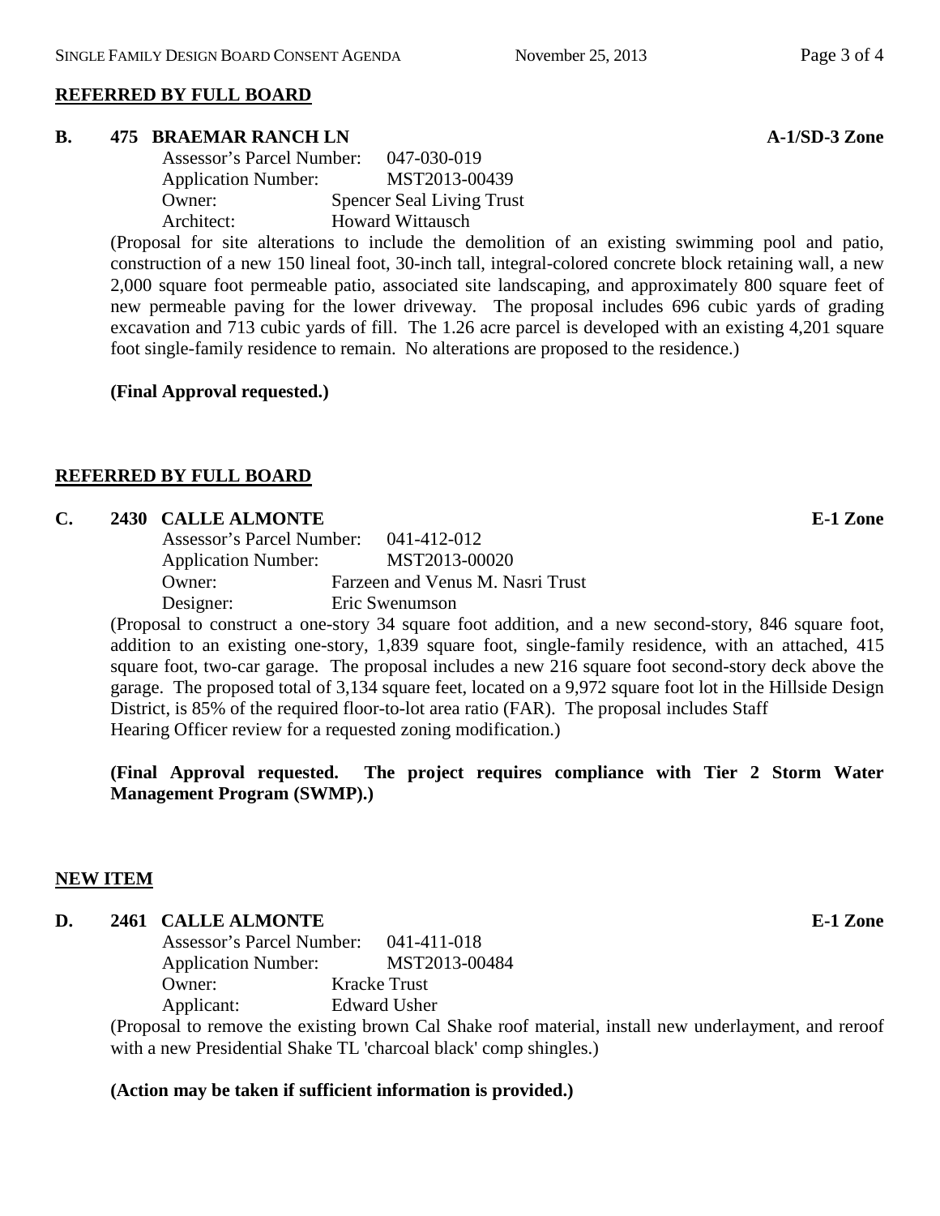**REFERRED BY FULL BOARD**

**B. 475 BRAEMAR RANCH LN** **A-1/SD-3 Zone**

Assessor's Parcel Number: 047-030-019
Application Number: MST2013-00439
Owner: Spencer Seal Living Trust
Architect: Howard Wittausch

(Proposal for site alterations to include the demolition of an existing swimming pool and patio, construction of a new 150 lineal foot, 30-inch tall, integral-colored concrete block retaining wall, a new 2,000 square foot permeable patio, associated site landscaping, and approximately 800 square feet of new permeable paving for the lower driveway. The proposal includes 696 cubic yards of grading excavation and 713 cubic yards of fill. The 1.26 acre parcel is developed with an existing 4,201 square foot single-family residence to remain. No alterations are proposed to the residence.)

**(Final Approval requested.)**

**REFERRED BY FULL BOARD**

**C. 2430 CALLE ALMONTE** **E-1 Zone**

Assessor's Parcel Number: 041-412-012
Application Number: MST2013-00020
Owner: Farzeen and Venus M. Nasri Trust
Designer: Eric Swenumson

(Proposal to construct a one-story 34 square foot addition, and a new second-story, 846 square foot, addition to an existing one-story, 1,839 square foot, single-family residence, with an attached, 415 square foot, two-car garage. The proposal includes a new 216 square foot second-story deck above the garage. The proposed total of 3,134 square feet, located on a 9,972 square foot lot in the Hillside Design District, is 85% of the required floor-to-lot area ratio (FAR). The proposal includes Staff Hearing Officer review for a requested zoning modification.)

**(Final Approval requested. The project requires compliance with Tier 2 Storm Water Management Program (SWMP).)**

**NEW ITEM**

**D. 2461 CALLE ALMONTE** **E-1 Zone**

Assessor's Parcel Number: 041-411-018
Application Number: MST2013-00484
Owner: Kracke Trust
Applicant: Edward Usher

(Proposal to remove the existing brown Cal Shake roof material, install new underlayment, and reroof with a new Presidential Shake TL 'charcoal black' comp shingles.)

**(Action may be taken if sufficient information is provided.)**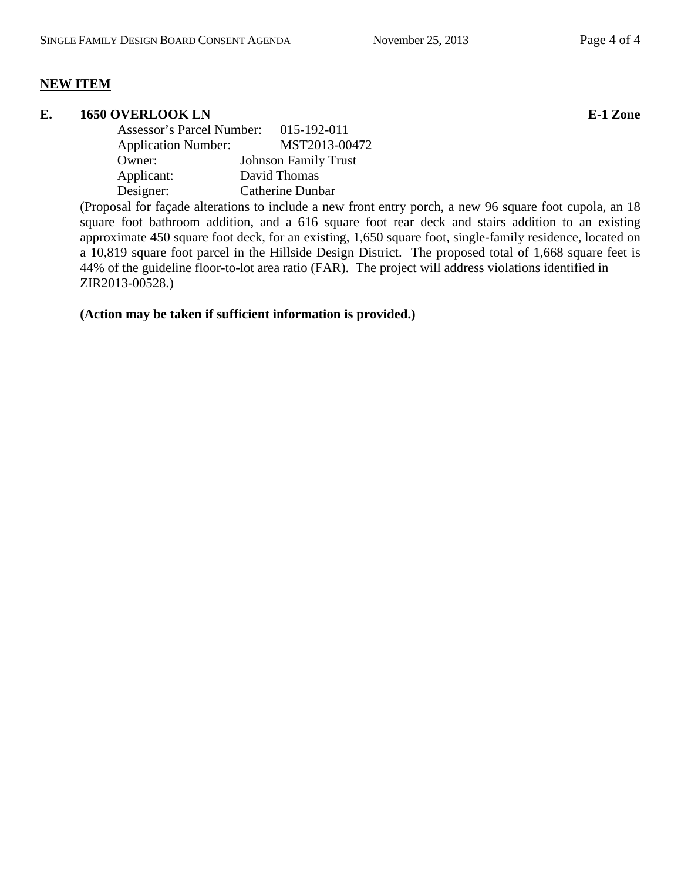**NEW ITEM**

**E. 1650 OVERLOOK LN** **E-1 Zone**

Assessor's Parcel Number: 015-192-011
Application Number: MST2013-00472
Owner: Johnson Family Trust
Applicant: David Thomas
Designer: Catherine Dunbar

(Proposal for façade alterations to include a new front entry porch, a new 96 square foot cupola, an 18 square foot bathroom addition, and a 616 square foot rear deck and stairs addition to an existing approximate 450 square foot deck, for an existing, 1,650 square foot, single-family residence, located on a 10,819 square foot parcel in the Hillside Design District. The proposed total of 1,668 square feet is 44% of the guideline floor-to-lot area ratio (FAR). The project will address violations identified in ZIR2013-00528.)

**(Action may be taken if sufficient information is provided.)**